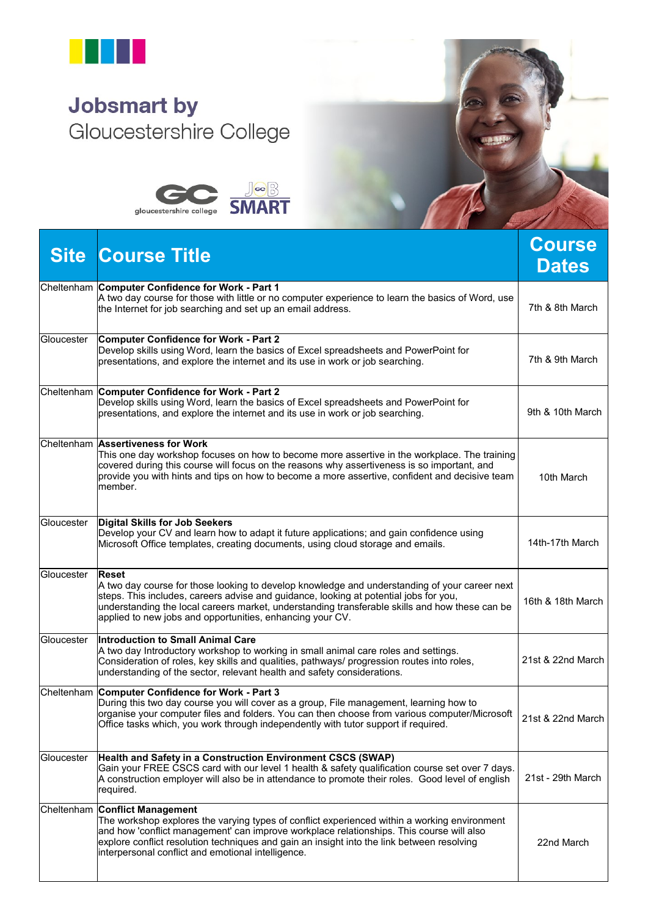# Jobsmart by
Gloucestershire College

gloucestershire college

JOB SMART

| Site | Course Title | Course Dates |
|---|---|---|
| Cheltenham | **Computer Confidence for Work - Part 1** A two day course for those with little or no computer experience to learn the basics of Word, use the Internet for job searching and set up an email address. | 7th & 8th March |
| Gloucester | **Computer Confidence for Work - Part 2** Develop skills using Word, learn the basics of Excel spreadsheets and PowerPoint for presentations, and explore the internet and its use in work or job searching. | 7th & 9th March |
| Cheltenham | **Computer Confidence for Work - Part 2** Develop skills using Word, learn the basics of Excel spreadsheets and PowerPoint for presentations, and explore the internet and its use in work or job searching. | 9th & 10th March |
| Cheltenham | **Assertiveness for Work** This one day workshop focuses on how to become more assertive in the workplace. The training covered during this course will focus on the reasons why assertiveness is so important, and provide you with hints and tips on how to become a more assertive, confident and decisive team member. | 10th March |
| Gloucester | **Digital Skills for Job Seekers** Develop your CV and learn how to adapt it future applications; and gain confidence using Microsoft Office templates, creating documents, using cloud storage and emails. | 14th-17th March |
| Gloucester | **Reset** A two day course for those looking to develop knowledge and understanding of your career next steps. This includes, careers advise and guidance, looking at potential jobs for you, understanding the local careers market, understanding transferable skills and how these can be applied to new jobs and opportunities, enhancing your CV. | 16th & 18th March |
| Gloucester | **Introduction to Small Animal Care** A two day Introductory workshop to working in small animal care roles and settings. Consideration of roles, key skills and qualities, pathways/ progression routes into roles, understanding of the sector, relevant health and safety considerations. | 21st & 22nd March |
| Cheltenham | **Computer Confidence for Work - Part 3** During this two day course you will cover as a group, File management, learning how to organise your computer files and folders. You can then choose from various computer/Microsoft Office tasks which, you work through independently with tutor support if required. | 21st & 22nd March |
| Gloucester | **Health and Safety in a Construction Environment CSCS (SWAP)** Gain your FREE CSCS card with our level 1 health & safety qualification course set over 7 days. A construction employer will also be in attendance to promote their roles. Good level of english required. | 21st - 29th March |
| Cheltenham | **Conflict Management** The workshop explores the varying types of conflict experienced within a working environment and how 'conflict management' can improve workplace relationships. This course will also explore conflict resolution techniques and gain an insight into the link between resolving interpersonal conflict and emotional intelligence. | 22nd March |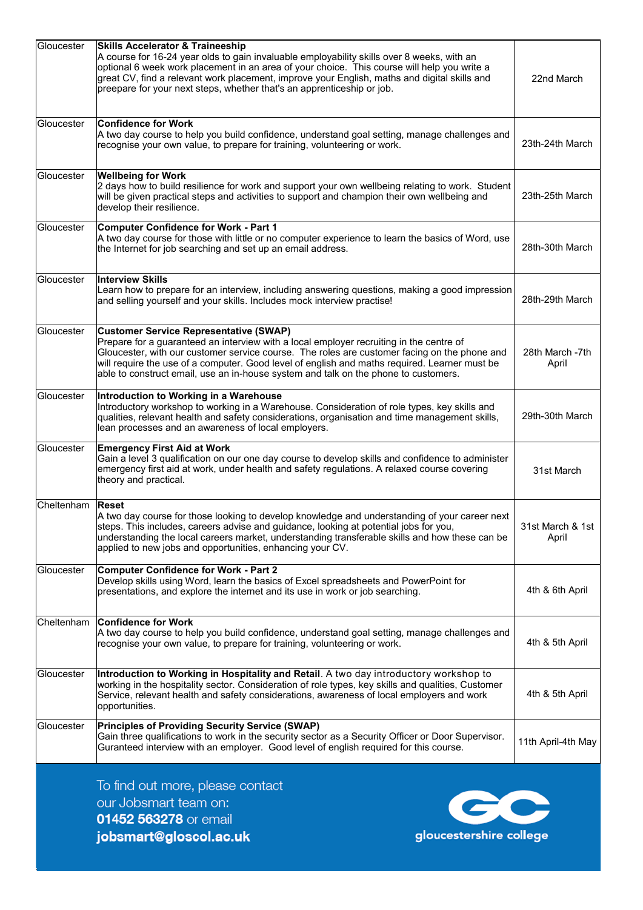| | | |
|---|---|---|
| Gloucester | **Skills Accelerator & Traineeship**<br>A course for 16-24 year olds to gain invaluable employability skills over 8 weeks, with an optional 6 week work placement in an area of your choice. This course will help you write a great CV, find a relevant work placement, improve your English, maths and digital skills and preepare for your next steps, whether that's an apprenticeship or job. | 22nd March |
| Gloucester | **Confidence for Work**<br>A two day course to help you build confidence, understand goal setting, manage challenges and recognise your own value, to prepare for training, volunteering or work. | 23th-24th March |
| Gloucester | **Wellbeing for Work**<br>2 days how to build resilience for work and support your own wellbeing relating to work. Student will be given practical steps and activities to support and champion their own wellbeing and develop their resilience. | 23th-25th March |
| Gloucester | **Computer Confidence for Work - Part 1**<br>A two day course for those with little or no computer experience to learn the basics of Word, use the Internet for job searching and set up an email address. | 28th-30th March |
| Gloucester | **Interview Skills**<br>Learn how to prepare for an interview, including answering questions, making a good impression and selling yourself and your skills. Includes mock interview practise! | 28th-29th March |
| Gloucester | **Customer Service Representative (SWAP)**<br>Prepare for a guaranteed an interview with a local employer recruiting in the centre of Gloucester, with our customer service course. The roles are customer facing on the phone and will require the use of a computer. Good level of english and maths required. Learner must be able to construct email, use an in-house system and talk on the phone to customers. | 28th March -7th April |
| Gloucester | **Introduction to Working in a Warehouse**<br>Introductory workshop to working in a Warehouse. Consideration of role types, key skills and qualities, relevant health and safety considerations, organisation and time management skills, lean processes and an awareness of local employers. | 29th-30th March |
| Gloucester | **Emergency First Aid at Work**<br>Gain a level 3 qualification on our one day course to develop skills and confidence to administer emergency first aid at work, under health and safety regulations. A relaxed course covering theory and practical. | 31st March |
| Cheltenham | **Reset**<br>A two day course for those looking to develop knowledge and understanding of your career next steps. This includes, careers advise and guidance, looking at potential jobs for you, understanding the local careers market, understanding transferable skills and how these can be applied to new jobs and opportunities, enhancing your CV. | 31st March & 1st April |
| Gloucester | **Computer Confidence for Work - Part 2**<br>Develop skills using Word, learn the basics of Excel spreadsheets and PowerPoint for presentations, and explore the internet and its use in work or job searching. | 4th & 6th April |
| Cheltenham | **Confidence for Work**<br>A two day course to help you build confidence, understand goal setting, manage challenges and recognise your own value, to prepare for training, volunteering or work. | 4th & 5th April |
| Gloucester | **Introduction to Working in Hospitality and Retail**. A two day introductory workshop to working in the hospitality sector. Consideration of role types, key skills and qualities, Customer Service, relevant health and safety considerations, awareness of local employers and work opportunities. | 4th & 5th April |
| Gloucester | **Principles of Providing Security Service (SWAP)**<br>Gain three qualifications to work in the security sector as a Security Officer or Door Supervisor. Guranteed interview with an employer. Good level of english required for this course. | 11th April-4th May |

To find out more, please contact our Jobsmart team on:
**01452 563278** or email
**jobsmart@gloscol.ac.uk**

gloucestershire college